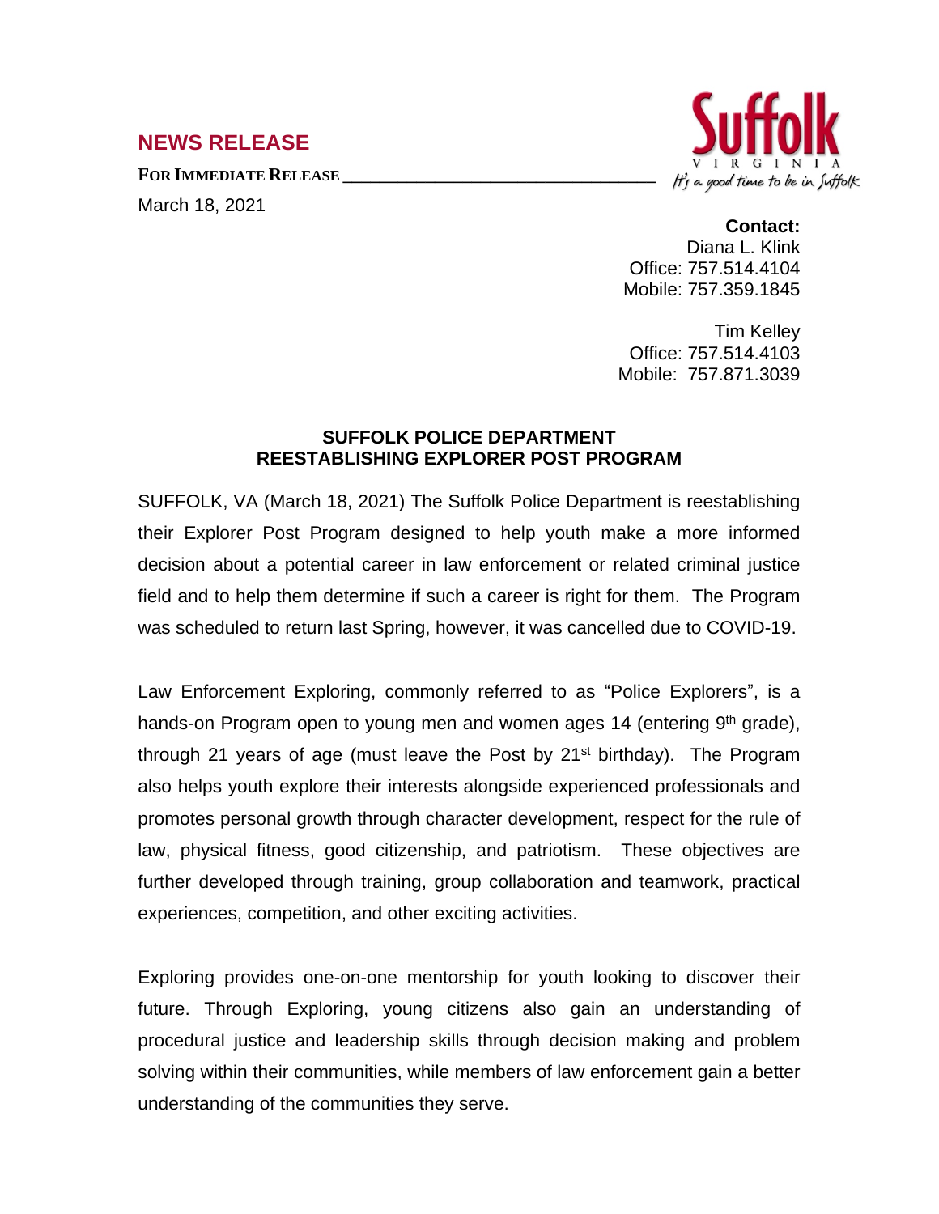## NEWS RELEASE

**FOR IMMEDIATE RELEASE**

March 18, 2021

**Contact:**
Diana L. Klink
Office: 757.514.4104
Mobile: 757.359.1845

Tim Kelley
Office: 757.514.4103
Mobile: 757.871.3039

**SUFFOLK POLICE DEPARTMENT
REESTABLISHING EXPLORER POST PROGRAM**

SUFFOLK, VA (March 18, 2021) The Suffolk Police Department is reestablishing their Explorer Post Program designed to help youth make a more informed decision about a potential career in law enforcement or related criminal justice field and to help them determine if such a career is right for them. The Program was scheduled to return last Spring, however, it was cancelled due to COVID-19.

Law Enforcement Exploring, commonly referred to as "Police Explorers", is a hands-on Program open to young men and women ages 14 (entering 9th grade), through 21 years of age (must leave the Post by 21st birthday). The Program also helps youth explore their interests alongside experienced professionals and promotes personal growth through character development, respect for the rule of law, physical fitness, good citizenship, and patriotism. These objectives are further developed through training, group collaboration and teamwork, practical experiences, competition, and other exciting activities.

Exploring provides one-on-one mentorship for youth looking to discover their future. Through Exploring, young citizens also gain an understanding of procedural justice and leadership skills through decision making and problem solving within their communities, while members of law enforcement gain a better understanding of the communities they serve.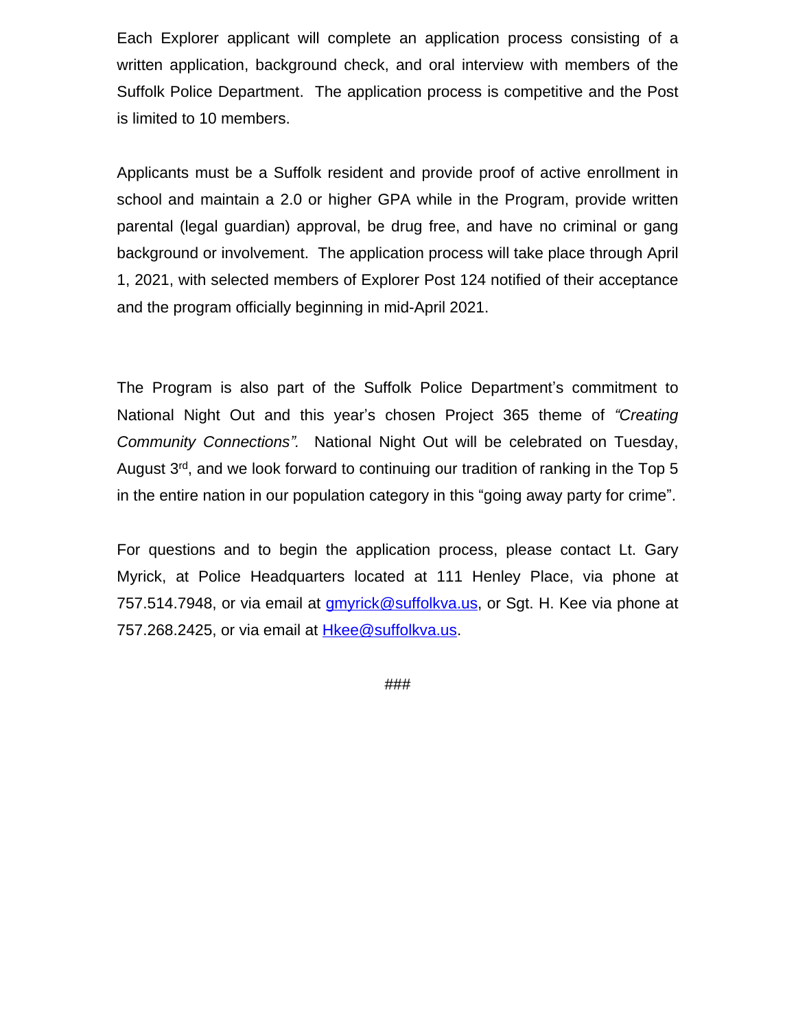Each Explorer applicant will complete an application process consisting of a written application, background check, and oral interview with members of the Suffolk Police Department. The application process is competitive and the Post is limited to 10 members.

Applicants must be a Suffolk resident and provide proof of active enrollment in school and maintain a 2.0 or higher GPA while in the Program, provide written parental (legal guardian) approval, be drug free, and have no criminal or gang background or involvement. The application process will take place through April 1, 2021, with selected members of Explorer Post 124 notified of their acceptance and the program officially beginning in mid-April 2021.

The Program is also part of the Suffolk Police Department's commitment to National Night Out and this year's chosen Project 365 theme of *"Creating Community Connections".* National Night Out will be celebrated on Tuesday, August 3rd, and we look forward to continuing our tradition of ranking in the Top 5 in the entire nation in our population category in this "going away party for crime".

For questions and to begin the application process, please contact Lt. Gary Myrick, at Police Headquarters located at 111 Henley Place, via phone at 757.514.7948, or via email at gmyrick@suffolkva.us, or Sgt. H. Kee via phone at 757.268.2425, or via email at Hkee@suffolkva.us.

###